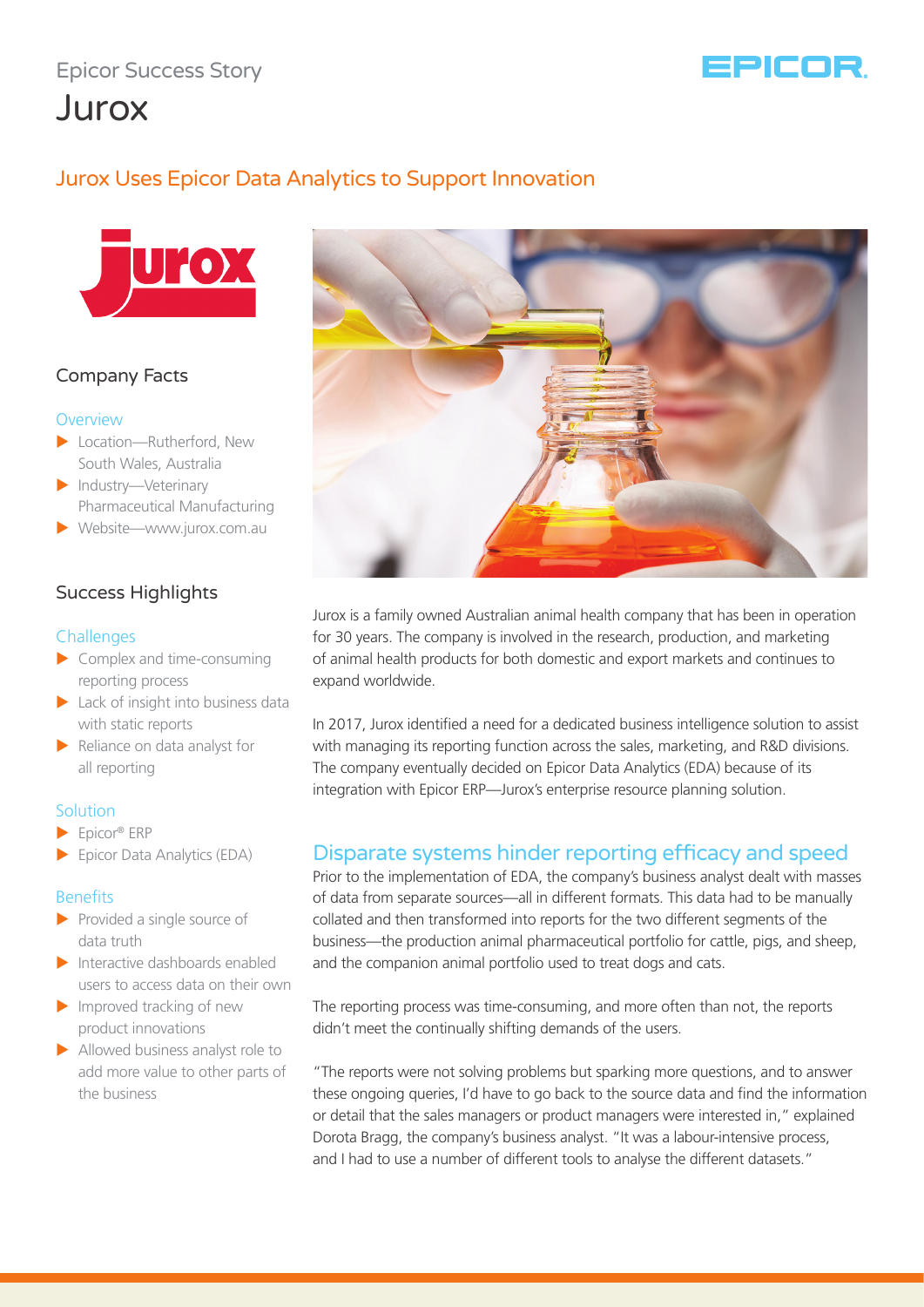Epicor Success Story

# Jurox

## Jurox Uses Epicor Data Analytics to Support Innovation

### Company Facts

**Overview**

- Location—Rutherford, New South Wales, Australia
- Industry—Veterinary Pharmaceutical Manufacturing
- Website—www.jurox.com.au

### Success Highlights

**Challenges**

- Complex and time-consuming reporting process
- Lack of insight into business data with static reports
- Reliance on data analyst for all reporting

**Solution**

- Epicor® ERP
- Epicor Data Analytics (EDA)

**Benefits**

- Provided a single source of data truth
- Interactive dashboards enabled users to access data on their own
- Improved tracking of new product innovations
- Allowed business analyst role to add more value to other parts of the business

Jurox is a family owned Australian animal health company that has been in operation for 30 years. The company is involved in the research, production, and marketing of animal health products for both domestic and export markets and continues to expand worldwide.

In 2017, Jurox identified a need for a dedicated business intelligence solution to assist with managing its reporting function across the sales, marketing, and R&D divisions. The company eventually decided on Epicor Data Analytics (EDA) because of its integration with Epicor ERP—Jurox's enterprise resource planning solution.

## Disparate systems hinder reporting efficacy and speed

Prior to the implementation of EDA, the company's business analyst dealt with masses of data from separate sources—all in different formats. This data had to be manually collated and then transformed into reports for the two different segments of the business—the production animal pharmaceutical portfolio for cattle, pigs, and sheep, and the companion animal portfolio used to treat dogs and cats.

The reporting process was time-consuming, and more often than not, the reports didn't meet the continually shifting demands of the users.

"The reports were not solving problems but sparking more questions, and to answer these ongoing queries, I'd have to go back to the source data and find the information or detail that the sales managers or product managers were interested in," explained Dorota Bragg, the company's business analyst. "It was a labour-intensive process, and I had to use a number of different tools to analyse the different datasets."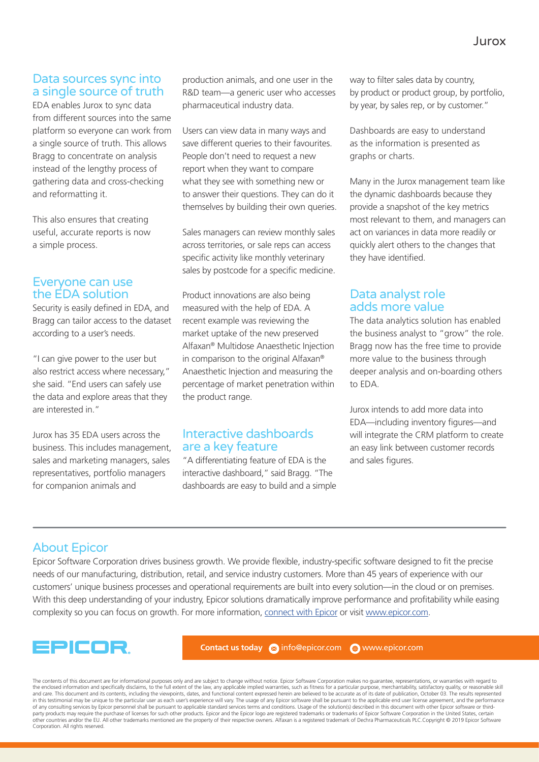## Data sources sync into a single source of truth

EDA enables Jurox to sync data from different sources into the same platform so everyone can work from a single source of truth. This allows Bragg to concentrate on analysis instead of the lengthy process of gathering data and cross-checking and reformatting it.

This also ensures that creating useful, accurate reports is now a simple process.

## Everyone can use the EDA solution

Security is easily defined in EDA, and Bragg can tailor access to the dataset according to a user's needs.

"I can give power to the user but also restrict access where necessary," she said. "End users can safely use the data and explore areas that they are interested in."

Jurox has 35 EDA users across the business. This includes management, sales and marketing managers, sales representatives, portfolio managers for companion animals and production animals, and one user in the R&D team—a generic user who accesses pharmaceutical industry data.

Users can view data in many ways and save different queries to their favourites. People don't need to request a new report when they want to compare what they see with something new or to answer their questions. They can do it themselves by building their own queries.

Sales managers can review monthly sales across territories, or sale reps can access specific activity like monthly veterinary sales by postcode for a specific medicine.

Product innovations are also being measured with the help of EDA. A recent example was reviewing the market uptake of the new preserved Alfaxan® Multidose Anaesthetic Injection in comparison to the original Alfaxan® Anaesthetic Injection and measuring the percentage of market penetration within the product range.

## Interactive dashboards are a key feature

"A differentiating feature of EDA is the interactive dashboard," said Bragg. "The dashboards are easy to build and a simple way to filter sales data by country, by product or product group, by portfolio, by year, by sales rep, or by customer."

Dashboards are easy to understand as the information is presented as graphs or charts.

Many in the Jurox management team like the dynamic dashboards because they provide a snapshot of the key metrics most relevant to them, and managers can act on variances in data more readily or quickly alert others to the changes that they have identified.

## Data analyst role adds more value

The data analytics solution has enabled the business analyst to "grow" the role. Bragg now has the free time to provide more value to the business through deeper analysis and on-boarding others to EDA.

Jurox intends to add more data into EDA—including inventory figures—and will integrate the CRM platform to create an easy link between customer records and sales figures.

## About Epicor

Epicor Software Corporation drives business growth. We provide flexible, industry-specific software designed to fit the precise needs of our manufacturing, distribution, retail, and service industry customers. More than 45 years of experience with our customers' unique business processes and operational requirements are built into every solution—in the cloud or on premises. With this deep understanding of your industry, Epicor solutions dramatically improve performance and profitability while easing complexity so you can focus on growth. For more information, connect with Epicor or visit www.epicor.com.

EPICOR

**Contact us today** info@epicor.com www.epicor.com

The contents of this document are for informational purposes only and are subject to change without notice. Epicor Software Corporation makes no guarantee, representations, or warranties with regard to the enclosed information and specifically disclaims, to the full extent of the law, any applicable implied warranties, such as fitness for a particular purpose, merchantability, satisfactory quality, or reasonable skill and care. This document and its contents, including the viewpoints, dates, and functional content expressed herein are believed to be accurate as of its date of publication, October 03. The results represented in this testimonial may be unique to the particular user as each user's experience will vary. The usage of any Epicor software shall be pursuant to the applicable end user license agreement, and the performance of any consulting services by Epicor personnel shall be pursuant to applicable standard services terms and conditions. Usage of the solution(s) described in this document with other Epicor software or third-party products may require the purchase of licenses for such other products. Epicor and the Epicor logo are registered trademarks or trademarks of Epicor Software Corporation in the United States, certain other countries and/or the EU. All other trademarks mentioned are the property of their respective owners. Alfaxan is a registered trademark of Dechra Pharmaceuticals PLC.Copyright © 2019 Epicor Software Corporation. All rights reserved.